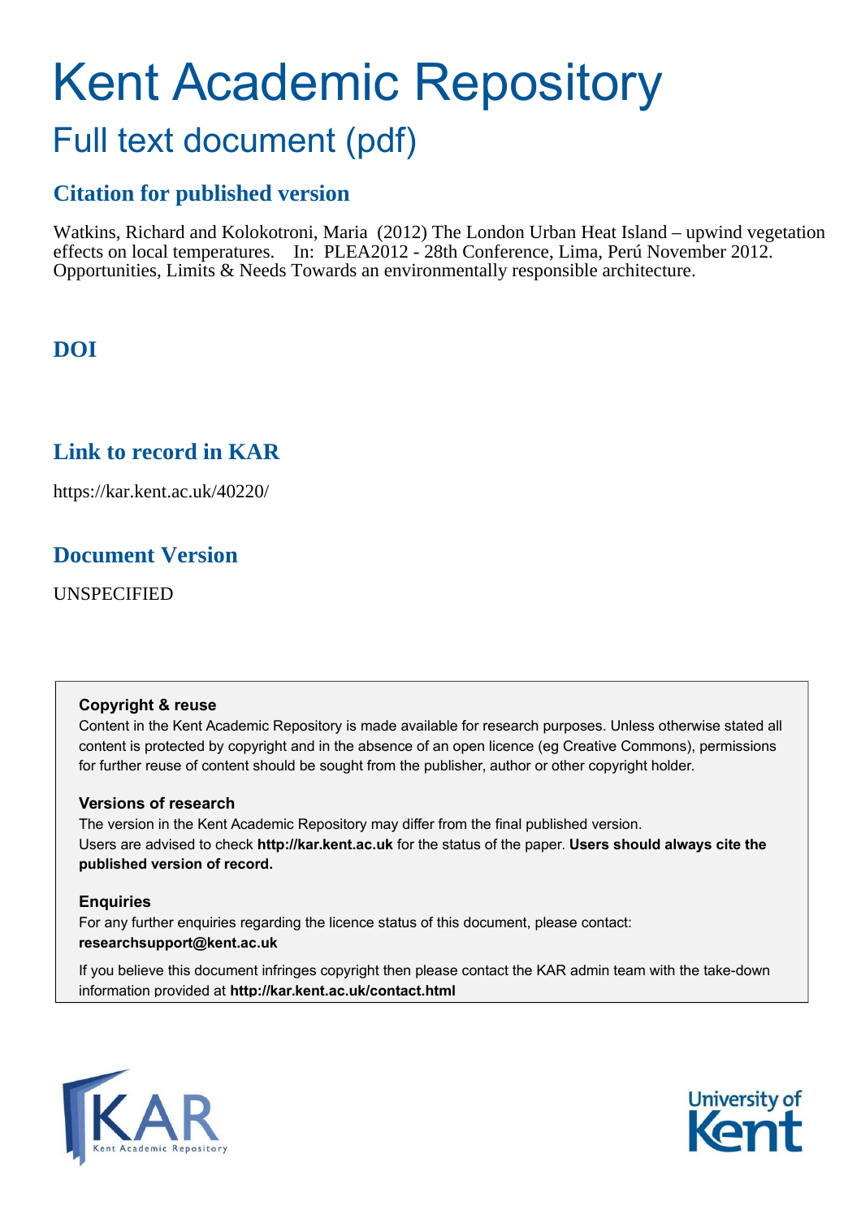# Kent Academic Repository

## Full text document (pdf)

## Citation for published version

Watkins, Richard and Kolokotroni, Maria (2012) The London Urban Heat Island – upwind vegetation effects on local temperatures. In: PLEA2012 - 28th Conference, Lima, Perú November 2012. Opportunities, Limits & Needs Towards an environmentally responsible architecture.

## DOI

## Link to record in KAR

https://kar.kent.ac.uk/40220/

## Document Version

UNSPECIFIED

**Copyright & reuse**
Content in the Kent Academic Repository is made available for research purposes. Unless otherwise stated all content is protected by copyright and in the absence of an open licence (eg Creative Commons), permissions for further reuse of content should be sought from the publisher, author or other copyright holder.

**Versions of research**
The version in the Kent Academic Repository may differ from the final published version. Users are advised to check **http://kar.kent.ac.uk** for the status of the paper. **Users should always cite the published version of record.**

**Enquiries**
For any further enquiries regarding the licence status of this document, please contact: **researchsupport@kent.ac.uk**

If you believe this document infringes copyright then please contact the KAR admin team with the take-down information provided at **http://kar.kent.ac.uk/contact.html**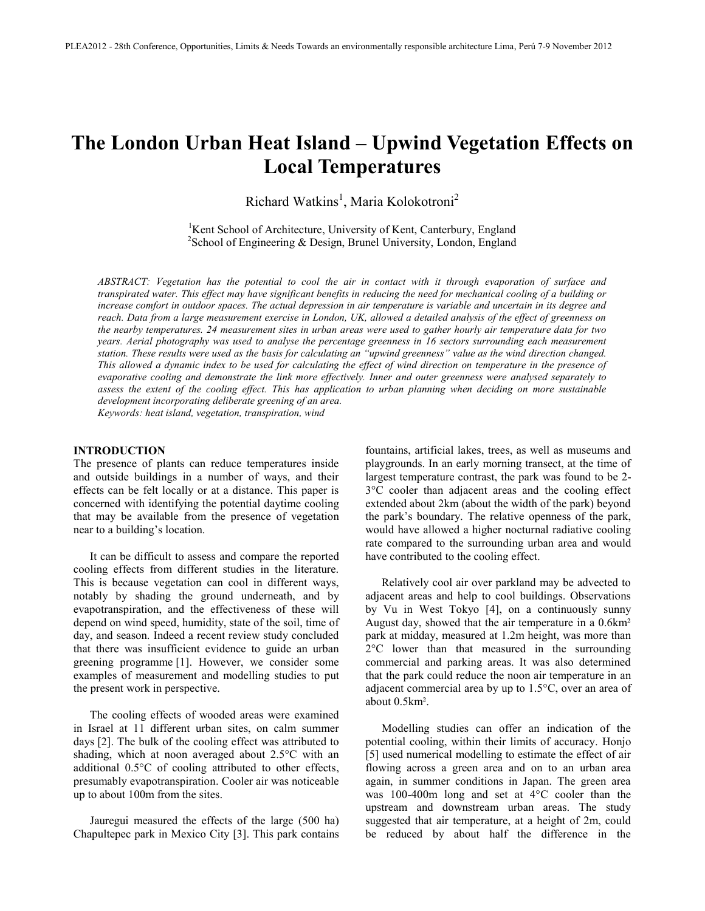# The London Urban Heat Island – Upwind Vegetation Effects on Local Temperatures

Richard Watkins[1], Maria Kolokotroni[2]

[1]Kent School of Architecture, University of Kent, Canterbury, England
[2]School of Engineering & Design, Brunel University, London, England

*ABSTRACT: Vegetation has the potential to cool the air in contact with it through evaporation of surface and transpirated water. This effect may have significant benefits in reducing the need for mechanical cooling of a building or increase comfort in outdoor spaces. The actual depression in air temperature is variable and uncertain in its degree and reach. Data from a large measurement exercise in London, UK, allowed a detailed analysis of the effect of greenness on the nearby temperatures. 24 measurement sites in urban areas were used to gather hourly air temperature data for two years. Aerial photography was used to analyse the percentage greenness in 16 sectors surrounding each measurement station. These results were used as the basis for calculating an "upwind greenness" value as the wind direction changed. This allowed a dynamic index to be used for calculating the effect of wind direction on temperature in the presence of evaporative cooling and demonstrate the link more effectively. Inner and outer greenness were analysed separately to assess the extent of the cooling effect. This has application to urban planning when deciding on more sustainable development incorporating deliberate greening of an area.*
*Keywords: heat island, vegetation, transpiration, wind*

## INTRODUCTION

The presence of plants can reduce temperatures inside and outside buildings in a number of ways, and their effects can be felt locally or at a distance. This paper is concerned with identifying the potential daytime cooling that may be available from the presence of vegetation near to a building's location.

It can be difficult to assess and compare the reported cooling effects from different studies in the literature. This is because vegetation can cool in different ways, notably by shading the ground underneath, and by evapotranspiration, and the effectiveness of these will depend on wind speed, humidity, state of the soil, time of day, and season. Indeed a recent review study concluded that there was insufficient evidence to guide an urban greening programme [1]. However, we consider some examples of measurement and modelling studies to put the present work in perspective.

The cooling effects of wooded areas were examined in Israel at 11 different urban sites, on calm summer days [2]. The bulk of the cooling effect was attributed to shading, which at noon averaged about 2.5°C with an additional 0.5°C of cooling attributed to other effects, presumably evapotranspiration. Cooler air was noticeable up to about 100m from the sites.

Jauregui measured the effects of the large (500 ha) Chapultepec park in Mexico City [3]. This park contains fountains, artificial lakes, trees, as well as museums and playgrounds. In an early morning transect, at the time of largest temperature contrast, the park was found to be 2-3°C cooler than adjacent areas and the cooling effect extended about 2km (about the width of the park) beyond the park's boundary. The relative openness of the park, would have allowed a higher nocturnal radiative cooling rate compared to the surrounding urban area and would have contributed to the cooling effect.

Relatively cool air over parkland may be advected to adjacent areas and help to cool buildings. Observations by Vu in West Tokyo [4], on a continuously sunny August day, showed that the air temperature in a 0.6km² park at midday, measured at 1.2m height, was more than 2°C lower than that measured in the surrounding commercial and parking areas. It was also determined that the park could reduce the noon air temperature in an adjacent commercial area by up to 1.5°C, over an area of about 0.5km².

Modelling studies can offer an indication of the potential cooling, within their limits of accuracy. Honjo [5] used numerical modelling to estimate the effect of air flowing across a green area and on to an urban area again, in summer conditions in Japan. The green area was 100-400m long and set at 4°C cooler than the upstream and downstream urban areas. The study suggested that air temperature, at a height of 2m, could be reduced by about half the difference in the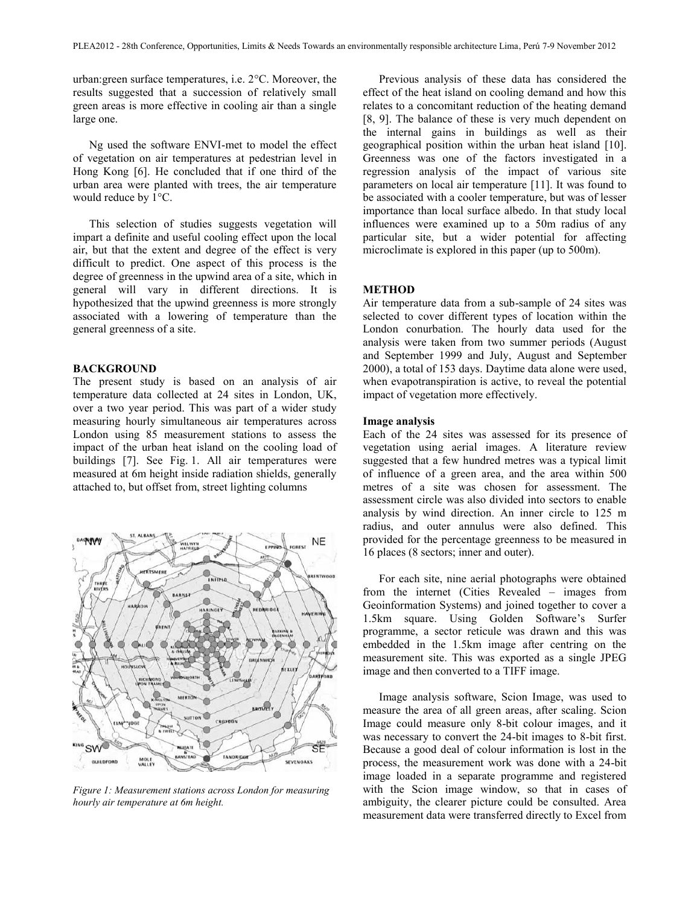urban:green surface temperatures, i.e. 2°C. Moreover, the results suggested that a succession of relatively small green areas is more effective in cooling air than a single large one.

Ng used the software ENVI-met to model the effect of vegetation on air temperatures at pedestrian level in Hong Kong [6]. He concluded that if one third of the urban area were planted with trees, the air temperature would reduce by 1°C.

This selection of studies suggests vegetation will impart a definite and useful cooling effect upon the local air, but that the extent and degree of the effect is very difficult to predict. One aspect of this process is the degree of greenness in the upwind area of a site, which in general will vary in different directions. It is hypothesized that the upwind greenness is more strongly associated with a lowering of temperature than the general greenness of a site.

## BACKGROUND

The present study is based on an analysis of air temperature data collected at 24 sites in London, UK, over a two year period. This was part of a wider study measuring hourly simultaneous air temperatures across London using 85 measurement stations to assess the impact of the urban heat island on the cooling load of buildings [7]. See Fig. 1. All air temperatures were measured at 6m height inside radiation shields, generally attached to, but offset from, street lighting columns

*Figure 1: Measurement stations across London for measuring hourly air temperature at 6m height.*

Previous analysis of these data has considered the effect of the heat island on cooling demand and how this relates to a concomitant reduction of the heating demand [8, 9]. The balance of these is very much dependent on the internal gains in buildings as well as their geographical position within the urban heat island [10]. Greenness was one of the factors investigated in a regression analysis of the impact of various site parameters on local air temperature [11]. It was found to be associated with a cooler temperature, but was of lesser importance than local surface albedo. In that study local influences were examined up to a 50m radius of any particular site, but a wider potential for affecting microclimate is explored in this paper (up to 500m).

## METHOD

Air temperature data from a sub-sample of 24 sites was selected to cover different types of location within the London conurbation. The hourly data used for the analysis were taken from two summer periods (August and September 1999 and July, August and September 2000), a total of 153 days. Daytime data alone were used, when evapotranspiration is active, to reveal the potential impact of vegetation more effectively.

### Image analysis

Each of the 24 sites was assessed for its presence of vegetation using aerial images. A literature review suggested that a few hundred metres was a typical limit of influence of a green area, and the area within 500 metres of a site was chosen for assessment. The assessment circle was also divided into sectors to enable analysis by wind direction. An inner circle to 125 m radius, and outer annulus were also defined. This provided for the percentage greenness to be measured in 16 places (8 sectors; inner and outer).

For each site, nine aerial photographs were obtained from the internet (Cities Revealed – images from Geoinformation Systems) and joined together to cover a 1.5km square. Using Golden Software's Surfer programme, a sector reticule was drawn and this was embedded in the 1.5km image after centring on the measurement site. This was exported as a single JPEG image and then converted to a TIFF image.

Image analysis software, Scion Image, was used to measure the area of all green areas, after scaling. Scion Image could measure only 8-bit colour images, and it was necessary to convert the 24-bit images to 8-bit first. Because a good deal of colour information is lost in the process, the measurement work was done with a 24-bit image loaded in a separate programme and registered with the Scion image window, so that in cases of ambiguity, the clearer picture could be consulted. Area measurement data were transferred directly to Excel from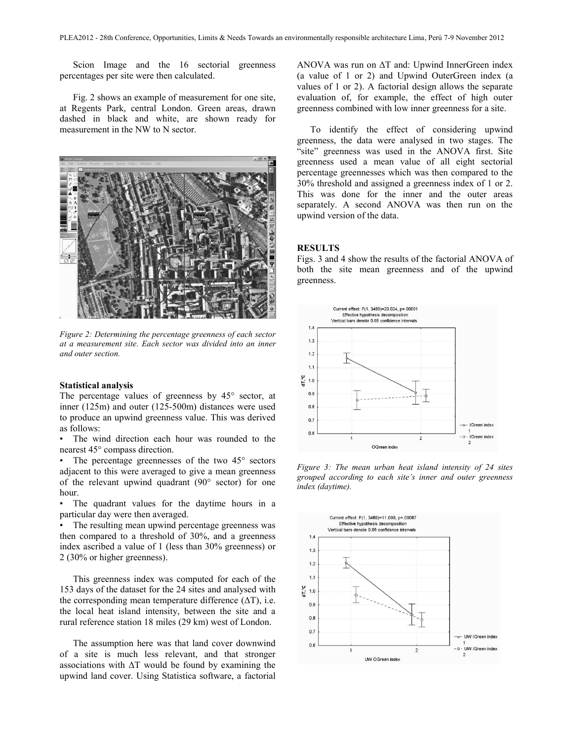Scion Image and the 16 sectorial greenness percentages per site were then calculated.

Fig. 2 shows an example of measurement for one site, at Regents Park, central London. Green areas, drawn dashed in black and white, are shown ready for measurement in the NW to N sector.

*Figure 2: Determining the percentage greenness of each sector at a measurement site. Each sector was divided into an inner and outer section.*

**Statistical analysis**

The percentage values of greenness by 45° sector, at inner (125m) and outer (125-500m) distances were used to produce an upwind greenness value. This was derived as follows:

- The wind direction each hour was rounded to the nearest 45° compass direction.
- The percentage greennesses of the two 45° sectors adjacent to this were averaged to give a mean greenness of the relevant upwind quadrant (90° sector) for one hour.
- The quadrant values for the daytime hours in a particular day were then averaged.
- The resulting mean upwind percentage greenness was then compared to a threshold of 30%, and a greenness index ascribed a value of 1 (less than 30% greenness) or 2 (30% or higher greenness).

This greenness index was computed for each of the 153 days of the dataset for the 24 sites and analysed with the corresponding mean temperature difference ($\Delta T$), i.e. the local heat island intensity, between the site and a rural reference station 18 miles (29 km) west of London.

The assumption here was that land cover downwind of a site is much less relevant, and that stronger associations with $\Delta T$ would be found by examining the upwind land cover. Using Statistica software, a factorial ANOVA was run on $\Delta T$ and: Upwind InnerGreen index (a value of 1 or 2) and Upwind OuterGreen index (a values of 1 or 2). A factorial design allows the separate evaluation of, for example, the effect of high outer greenness combined with low inner greenness for a site.

To identify the effect of considering upwind greenness, the data were analysed in two stages. The "site" greenness was used in the ANOVA first. Site greenness used a mean value of all eight sectorial percentage greennesses which was then compared to the 30% threshold and assigned a greenness index of 1 or 2. This was done for the inner and the outer areas separately. A second ANOVA was then run on the upwind version of the data.

## RESULTS

Figs. 3 and 4 show the results of the factorial ANOVA of both the site mean greenness and of the upwind greenness.

*Figure 3: The mean urban heat island intensity of 24 sites grouped according to each site's inner and outer greenness index (daytime).*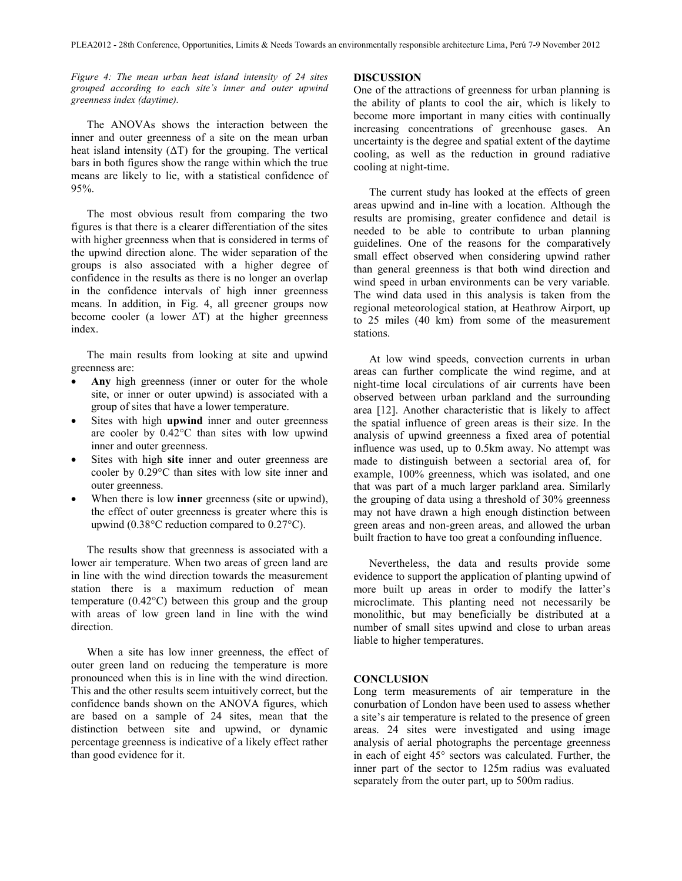*Figure 4: The mean urban heat island intensity of 24 sites grouped according to each site's inner and outer upwind greenness index (daytime).*

The ANOVAs shows the interaction between the inner and outer greenness of a site on the mean urban heat island intensity (ΔT) for the grouping. The vertical bars in both figures show the range within which the true means are likely to lie, with a statistical confidence of 95%.

The most obvious result from comparing the two figures is that there is a clearer differentiation of the sites with higher greenness when that is considered in terms of the upwind direction alone. The wider separation of the groups is also associated with a higher degree of confidence in the results as there is no longer an overlap in the confidence intervals of high inner greenness means. In addition, in Fig. 4, all greener groups now become cooler (a lower ΔT) at the higher greenness index.

The main results from looking at site and upwind greenness are:

- **Any** high greenness (inner or outer for the whole site, or inner or outer upwind) is associated with a group of sites that have a lower temperature.
- Sites with high **upwind** inner and outer greenness are cooler by 0.42°C than sites with low upwind inner and outer greenness.
- Sites with high **site** inner and outer greenness are cooler by 0.29°C than sites with low site inner and outer greenness.
- When there is low **inner** greenness (site or upwind), the effect of outer greenness is greater where this is upwind (0.38°C reduction compared to 0.27°C).

The results show that greenness is associated with a lower air temperature. When two areas of green land are in line with the wind direction towards the measurement station there is a maximum reduction of mean temperature (0.42°C) between this group and the group with areas of low green land in line with the wind direction.

When a site has low inner greenness, the effect of outer green land on reducing the temperature is more pronounced when this is in line with the wind direction. This and the other results seem intuitively correct, but the confidence bands shown on the ANOVA figures, which are based on a sample of 24 sites, mean that the distinction between site and upwind, or dynamic percentage greenness is indicative of a likely effect rather than good evidence for it.

## DISCUSSION

One of the attractions of greenness for urban planning is the ability of plants to cool the air, which is likely to become more important in many cities with continually increasing concentrations of greenhouse gases. An uncertainty is the degree and spatial extent of the daytime cooling, as well as the reduction in ground radiative cooling at night-time.

The current study has looked at the effects of green areas upwind and in-line with a location. Although the results are promising, greater confidence and detail is needed to be able to contribute to urban planning guidelines. One of the reasons for the comparatively small effect observed when considering upwind rather than general greenness is that both wind direction and wind speed in urban environments can be very variable. The wind data used in this analysis is taken from the regional meteorological station, at Heathrow Airport, up to 25 miles (40 km) from some of the measurement stations.

At low wind speeds, convection currents in urban areas can further complicate the wind regime, and at night-time local circulations of air currents have been observed between urban parkland and the surrounding area [12]. Another characteristic that is likely to affect the spatial influence of green areas is their size. In the analysis of upwind greenness a fixed area of potential influence was used, up to 0.5km away. No attempt was made to distinguish between a sectorial area of, for example, 100% greenness, which was isolated, and one that was part of a much larger parkland area. Similarly the grouping of data using a threshold of 30% greenness may not have drawn a high enough distinction between green areas and non-green areas, and allowed the urban built fraction to have too great a confounding influence.

Nevertheless, the data and results provide some evidence to support the application of planting upwind of more built up areas in order to modify the latter's microclimate. This planting need not necessarily be monolithic, but may beneficially be distributed at a number of small sites upwind and close to urban areas liable to higher temperatures.

## CONCLUSION

Long term measurements of air temperature in the conurbation of London have been used to assess whether a site's air temperature is related to the presence of green areas. 24 sites were investigated and using image analysis of aerial photographs the percentage greenness in each of eight 45° sectors was calculated. Further, the inner part of the sector to 125m radius was evaluated separately from the outer part, up to 500m radius.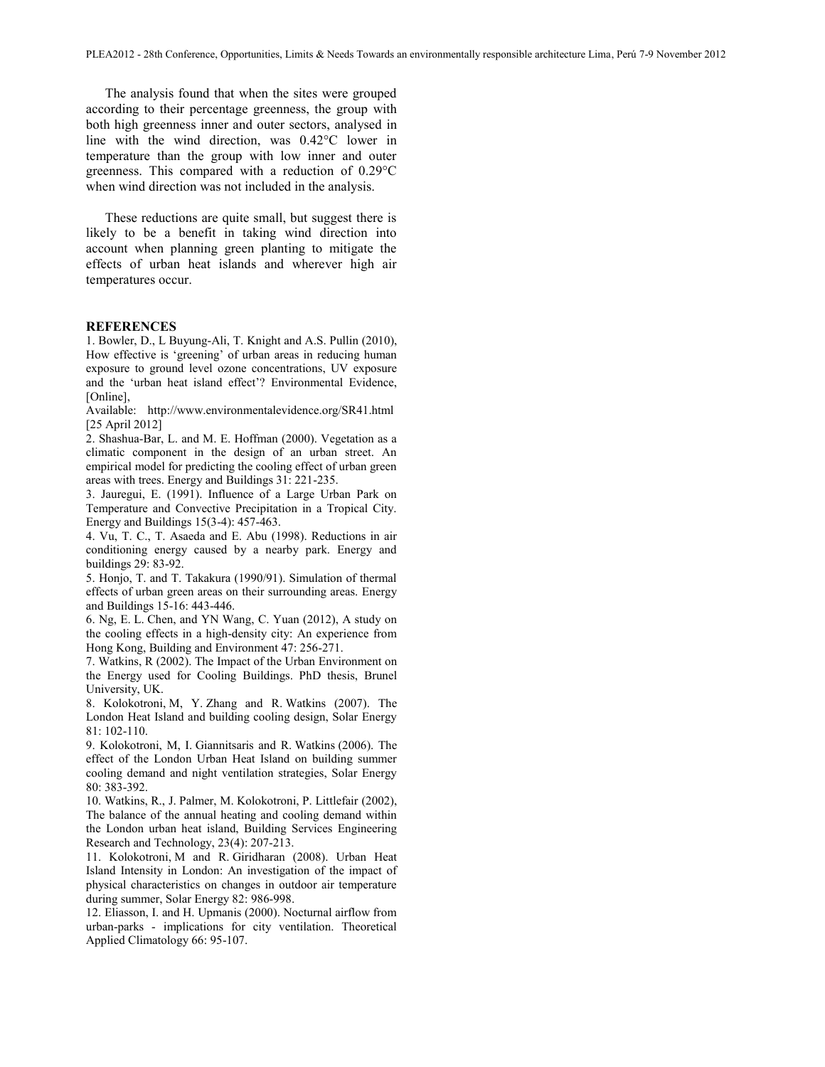The analysis found that when the sites were grouped according to their percentage greenness, the group with both high greenness inner and outer sectors, analysed in line with the wind direction, was 0.42°C lower in temperature than the group with low inner and outer greenness. This compared with a reduction of 0.29°C when wind direction was not included in the analysis.

These reductions are quite small, but suggest there is likely to be a benefit in taking wind direction into account when planning green planting to mitigate the effects of urban heat islands and wherever high air temperatures occur.

## REFERENCES

1. Bowler, D., L Buyung-Ali, T. Knight and A.S. Pullin (2010), How effective is 'greening' of urban areas in reducing human exposure to ground level ozone concentrations, UV exposure and the 'urban heat island effect'? Environmental Evidence, [Online], Available: http://www.environmentalevidence.org/SR41.html [25 April 2012]
2. Shashua-Bar, L. and M. E. Hoffman (2000). Vegetation as a climatic component in the design of an urban street. An empirical model for predicting the cooling effect of urban green areas with trees. Energy and Buildings 31: 221-235.
3. Jauregui, E. (1991). Influence of a Large Urban Park on Temperature and Convective Precipitation in a Tropical City. Energy and Buildings 15(3-4): 457-463.
4. Vu, T. C., T. Asaeda and E. Abu (1998). Reductions in air conditioning energy caused by a nearby park. Energy and buildings 29: 83-92.
5. Honjo, T. and T. Takakura (1990/91). Simulation of thermal effects of urban green areas on their surrounding areas. Energy and Buildings 15-16: 443-446.
6. Ng, E. L. Chen, and YN Wang, C. Yuan (2012), A study on the cooling effects in a high-density city: An experience from Hong Kong, Building and Environment 47: 256-271.
7. Watkins, R (2002). The Impact of the Urban Environment on the Energy used for Cooling Buildings. PhD thesis, Brunel University, UK.
8. Kolokotroni, M, Y. Zhang and R. Watkins (2007). The London Heat Island and building cooling design, Solar Energy 81: 102-110.
9. Kolokotroni, M, I. Giannitsaris and R. Watkins (2006). The effect of the London Urban Heat Island on building summer cooling demand and night ventilation strategies, Solar Energy 80: 383-392.
10. Watkins, R., J. Palmer, M. Kolokotroni, P. Littlefair (2002), The balance of the annual heating and cooling demand within the London urban heat island, Building Services Engineering Research and Technology, 23(4): 207-213.
11. Kolokotroni, M and R. Giridharan (2008). Urban Heat Island Intensity in London: An investigation of the impact of physical characteristics on changes in outdoor air temperature during summer, Solar Energy 82: 986-998.
12. Eliasson, I. and H. Upmanis (2000). Nocturnal airflow from urban-parks - implications for city ventilation. Theoretical Applied Climatology 66: 95-107.